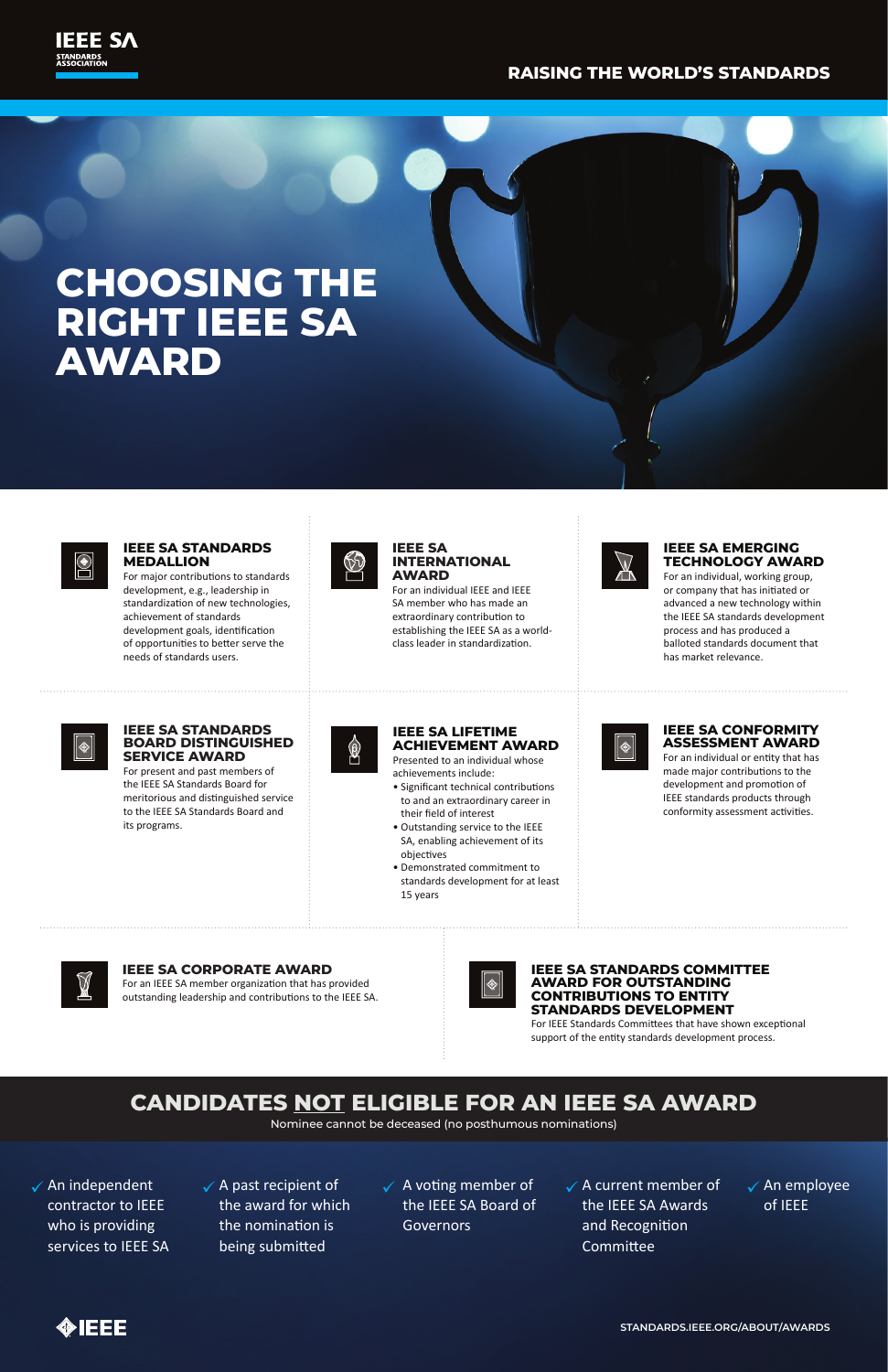IEEE SA STANDARDS ASSOCIATION

RAISING THE WORLD'S STANDARDS

# CHOOSING THE RIGHT IEEE SA AWARD

### IEEE SA STANDARDS MEDALLION

For major contributions to standards development, e.g., leadership in standardization of new technologies, achievement of standards development goals, identification of opportunities to better serve the needs of standards users.

### IEEE SA INTERNATIONAL AWARD

For an individual IEEE and IEEE SA member who has made an extraordinary contribution to establishing the IEEE SA as a world-class leader in standardization.

### IEEE SA EMERGING TECHNOLOGY AWARD

For an individual, working group, or company that has initiated or advanced a new technology within the IEEE SA standards development process and has produced a balloted standards document that has market relevance.

### IEEE SA STANDARDS BOARD DISTINGUISHED SERVICE AWARD

For present and past members of the IEEE SA Standards Board for meritorious and distinguished service to the IEEE SA Standards Board and its programs.

### IEEE SA LIFETIME ACHIEVEMENT AWARD

Presented to an individual whose achievements include:

- Significant technical contributions to and an extraordinary career in their field of interest
- Outstanding service to the IEEE SA, enabling achievement of its objectives
- Demonstrated commitment to standards development for at least 15 years

### IEEE SA CONFORMITY ASSESSMENT AWARD

For an individual or entity that has made major contributions to the development and promotion of IEEE standards products through conformity assessment activities.

### IEEE SA CORPORATE AWARD

For an IEEE SA member organization that has provided outstanding leadership and contributions to the IEEE SA.

### IEEE SA STANDARDS COMMITTEE AWARD FOR OUTSTANDING CONTRIBUTIONS TO ENTITY STANDARDS DEVELOPMENT

For IEEE Standards Committees that have shown exceptional support of the entity standards development process.

## CANDIDATES NOT ELIGIBLE FOR AN IEEE SA AWARD

Nominee cannot be deceased (no posthumous nominations)

- An independent contractor to IEEE who is providing services to IEEE SA
- A past recipient of the award for which the nomination is being submitted
- A voting member of the IEEE SA Board of Governors
- A current member of the IEEE SA Awards and Recognition Committee
- An employee of IEEE

IEEE

STANDARDS.IEEE.ORG/ABOUT/AWARDS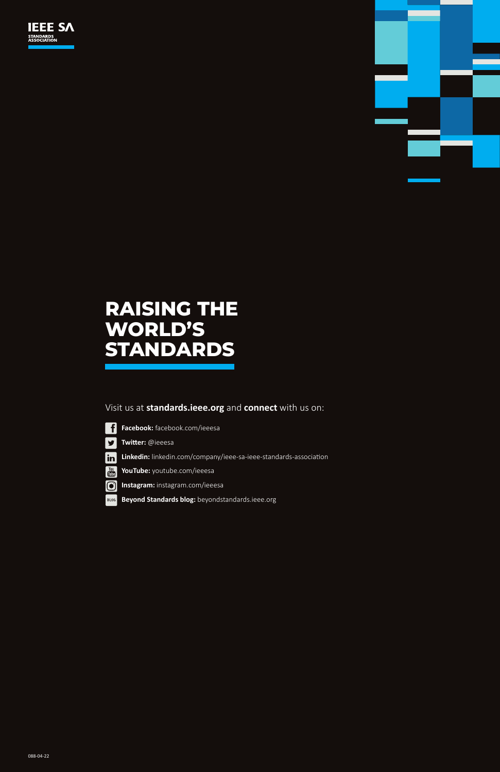IEEE SA
STANDARDS ASSOCIATION

# RAISING THE WORLD'S STANDARDS

Visit us at **standards.ieee.org** and **connect** with us on:

- **Facebook:** facebook.com/ieeesa
- **Twitter:** @ieeesa
- **Linkedin:** linkedin.com/company/ieee-sa-ieee-standards-association
- **YouTube:** youtube.com/ieeesa
- **Instagram:** instagram.com/ieeesa
- **Beyond Standards blog:** beyondstandards.ieee.org

088-04-22